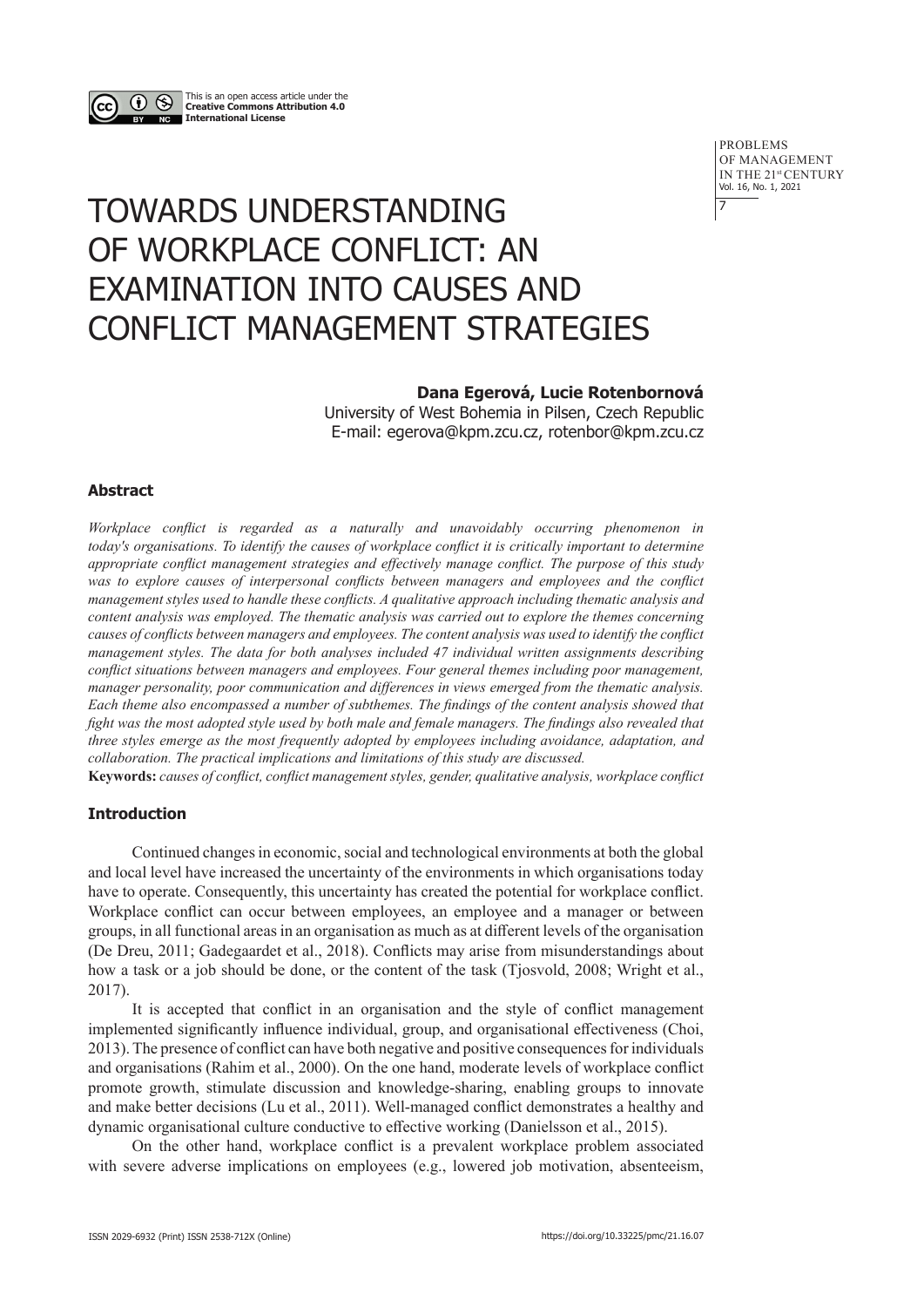This is an open access article under the **Creative Commons Attribution 4.0 International License**

# TOWARDS UNDERSTANDING OF WORKPLACE CONFLICT: AN EXAMINATION INTO CAUSES AND CONFLICT MANAGEMENT STRATEGIES

**Dana Egerová, Lucie Rotenbornová**

University of West Bohemia in Pilsen, Czech Republic
E-mail: egerova@kpm.zcu.cz, rotenbor@kpm.zcu.cz

## Abstract

*Workplace conflict is regarded as a naturally and unavoidably occurring phenomenon in today's organisations. To identify the causes of workplace conflict it is critically important to determine appropriate conflict management strategies and effectively manage conflict. The purpose of this study was to explore causes of interpersonal conflicts between managers and employees and the conflict management styles used to handle these conflicts. A qualitative approach including thematic analysis and content analysis was employed. The thematic analysis was carried out to explore the themes concerning causes of conflicts between managers and employees. The content analysis was used to identify the conflict management styles. The data for both analyses included 47 individual written assignments describing conflict situations between managers and employees. Four general themes including poor management, manager personality, poor communication and differences in views emerged from the thematic analysis. Each theme also encompassed a number of subthemes. The findings of the content analysis showed that fight was the most adopted style used by both male and female managers. The findings also revealed that three styles emerge as the most frequently adopted by employees including avoidance, adaptation, and collaboration. The practical implications and limitations of this study are discussed.*

**Keywords:** *causes of conflict, conflict management styles, gender, qualitative analysis, workplace conflict*

## Introduction

Continued changes in economic, social and technological environments at both the global and local level have increased the uncertainty of the environments in which organisations today have to operate. Consequently, this uncertainty has created the potential for workplace conflict. Workplace conflict can occur between employees, an employee and a manager or between groups, in all functional areas in an organisation as much as at different levels of the organisation (De Dreu, 2011; Gadegaardet et al., 2018). Conflicts may arise from misunderstandings about how a task or a job should be done, or the content of the task (Tjosvold, 2008; Wright et al., 2017).

It is accepted that conflict in an organisation and the style of conflict management implemented significantly influence individual, group, and organisational effectiveness (Choi, 2013). The presence of conflict can have both negative and positive consequences for individuals and organisations (Rahim et al., 2000). On the one hand, moderate levels of workplace conflict promote growth, stimulate discussion and knowledge-sharing, enabling groups to innovate and make better decisions (Lu et al., 2011). Well-managed conflict demonstrates a healthy and dynamic organisational culture conductive to effective working (Danielsson et al., 2015).

On the other hand, workplace conflict is a prevalent workplace problem associated with severe adverse implications on employees (e.g., lowered job motivation, absenteeism,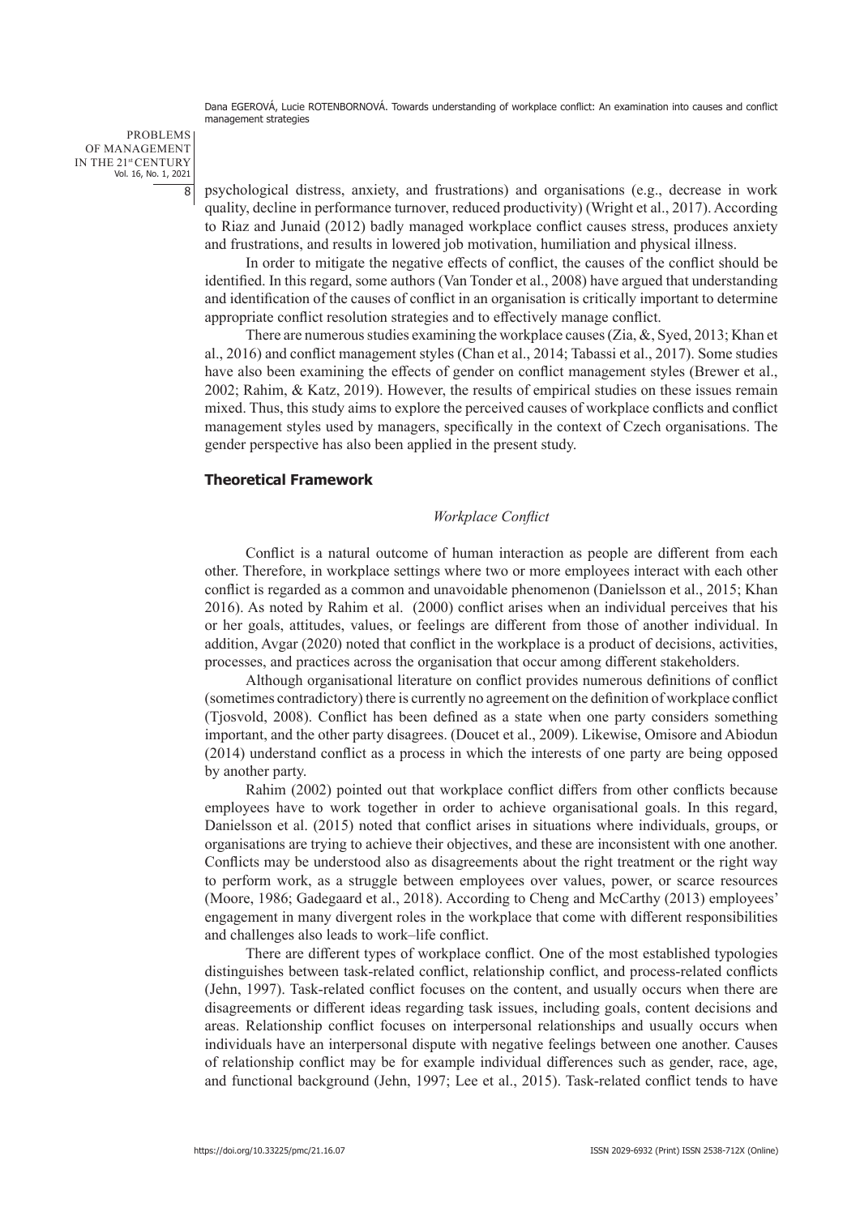psychological distress, anxiety, and frustrations) and organisations (e.g., decrease in work quality, decline in performance turnover, reduced productivity) (Wright et al., 2017). According to Riaz and Junaid (2012) badly managed workplace conflict causes stress, produces anxiety and frustrations, and results in lowered job motivation, humiliation and physical illness.

In order to mitigate the negative effects of conflict, the causes of the conflict should be identified. In this regard, some authors (Van Tonder et al., 2008) have argued that understanding and identification of the causes of conflict in an organisation is critically important to determine appropriate conflict resolution strategies and to effectively manage conflict.

There are numerous studies examining the workplace causes (Zia, &, Syed, 2013; Khan et al., 2016) and conflict management styles (Chan et al., 2014; Tabassi et al., 2017). Some studies have also been examining the effects of gender on conflict management styles (Brewer et al., 2002; Rahim, & Katz, 2019). However, the results of empirical studies on these issues remain mixed. Thus, this study aims to explore the perceived causes of workplace conflicts and conflict management styles used by managers, specifically in the context of Czech organisations. The gender perspective has also been applied in the present study.

## Theoretical Framework

### *Workplace Conflict*

Conflict is a natural outcome of human interaction as people are different from each other. Therefore, in workplace settings where two or more employees interact with each other conflict is regarded as a common and unavoidable phenomenon (Danielsson et al., 2015; Khan 2016). As noted by Rahim et al. (2000) conflict arises when an individual perceives that his or her goals, attitudes, values, or feelings are different from those of another individual. In addition, Avgar (2020) noted that conflict in the workplace is a product of decisions, activities, processes, and practices across the organisation that occur among different stakeholders.

Although organisational literature on conflict provides numerous definitions of conflict (sometimes contradictory) there is currently no agreement on the definition of workplace conflict (Tjosvold, 2008). Conflict has been defined as a state when one party considers something important, and the other party disagrees. (Doucet et al., 2009). Likewise, Omisore and Abiodun (2014) understand conflict as a process in which the interests of one party are being opposed by another party.

Rahim (2002) pointed out that workplace conflict differs from other conflicts because employees have to work together in order to achieve organisational goals. In this regard, Danielsson et al. (2015) noted that conflict arises in situations where individuals, groups, or organisations are trying to achieve their objectives, and these are inconsistent with one another. Conflicts may be understood also as disagreements about the right treatment or the right way to perform work, as a struggle between employees over values, power, or scarce resources (Moore, 1986; Gadegaard et al., 2018). According to Cheng and McCarthy (2013) employees' engagement in many divergent roles in the workplace that come with different responsibilities and challenges also leads to work–life conflict.

There are different types of workplace conflict. One of the most established typologies distinguishes between task-related conflict, relationship conflict, and process-related conflicts (Jehn, 1997). Task-related conflict focuses on the content, and usually occurs when there are disagreements or different ideas regarding task issues, including goals, content decisions and areas. Relationship conflict focuses on interpersonal relationships and usually occurs when individuals have an interpersonal dispute with negative feelings between one another. Causes of relationship conflict may be for example individual differences such as gender, race, age, and functional background (Jehn, 1997; Lee et al., 2015). Task-related conflict tends to have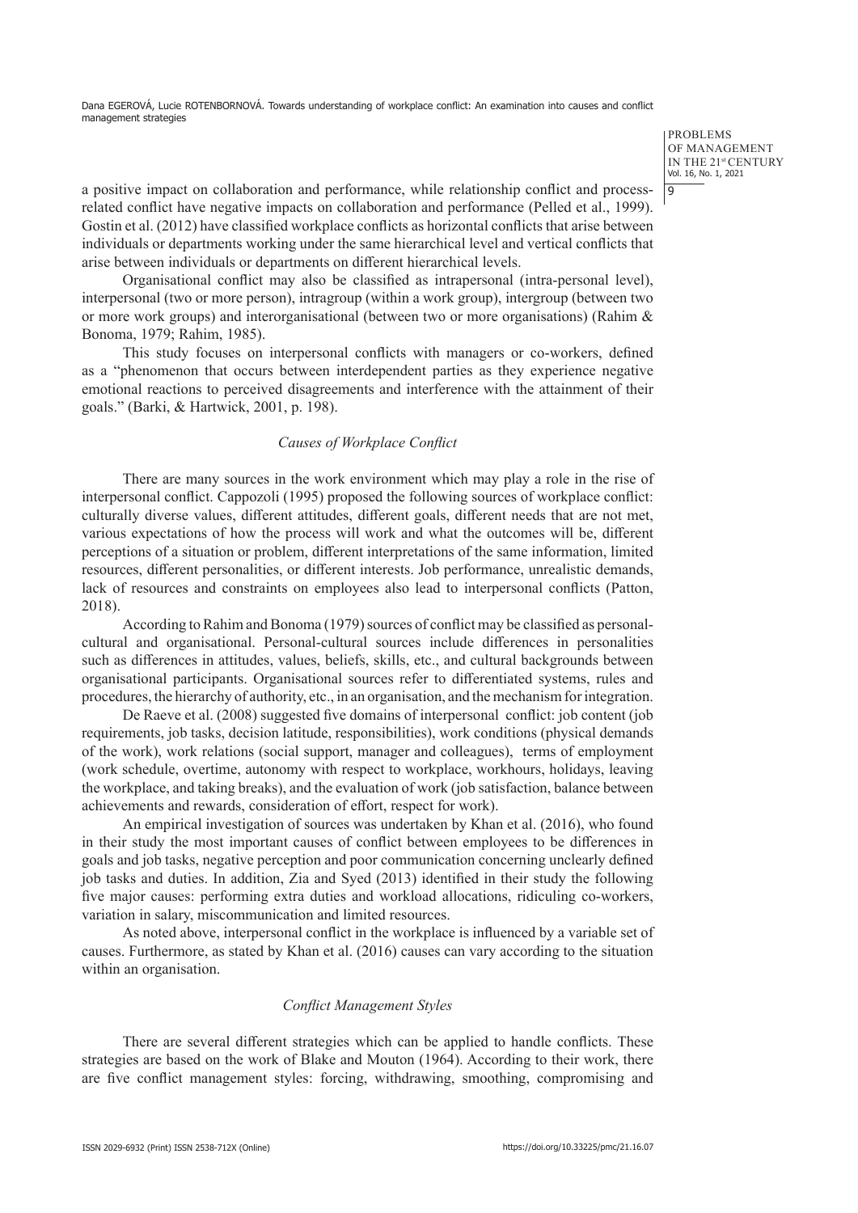a positive impact on collaboration and performance, while relationship conflict and process-related conflict have negative impacts on collaboration and performance (Pelled et al., 1999). Gostin et al. (2012) have classified workplace conflicts as horizontal conflicts that arise between individuals or departments working under the same hierarchical level and vertical conflicts that arise between individuals or departments on different hierarchical levels.

Organisational conflict may also be classified as intrapersonal (intra-personal level), interpersonal (two or more person), intragroup (within a work group), intergroup (between two or more work groups) and interorganisational (between two or more organisations) (Rahim & Bonoma, 1979; Rahim, 1985).

This study focuses on interpersonal conflicts with managers or co-workers, defined as a "phenomenon that occurs between interdependent parties as they experience negative emotional reactions to perceived disagreements and interference with the attainment of their goals." (Barki, & Hartwick, 2001, p. 198).

### *Causes of Workplace Conflict*

There are many sources in the work environment which may play a role in the rise of interpersonal conflict. Cappozoli (1995) proposed the following sources of workplace conflict: culturally diverse values, different attitudes, different goals, different needs that are not met, various expectations of how the process will work and what the outcomes will be, different perceptions of a situation or problem, different interpretations of the same information, limited resources, different personalities, or different interests. Job performance, unrealistic demands, lack of resources and constraints on employees also lead to interpersonal conflicts (Patton, 2018).

According to Rahim and Bonoma (1979) sources of conflict may be classified as personal-cultural and organisational. Personal-cultural sources include differences in personalities such as differences in attitudes, values, beliefs, skills, etc., and cultural backgrounds between organisational participants. Organisational sources refer to differentiated systems, rules and procedures, the hierarchy of authority, etc., in an organisation, and the mechanism for integration.

De Raeve et al. (2008) suggested five domains of interpersonal conflict: job content (job requirements, job tasks, decision latitude, responsibilities), work conditions (physical demands of the work), work relations (social support, manager and colleagues), terms of employment (work schedule, overtime, autonomy with respect to workplace, workhours, holidays, leaving the workplace, and taking breaks), and the evaluation of work (job satisfaction, balance between achievements and rewards, consideration of effort, respect for work).

An empirical investigation of sources was undertaken by Khan et al. (2016), who found in their study the most important causes of conflict between employees to be differences in goals and job tasks, negative perception and poor communication concerning unclearly defined job tasks and duties. In addition, Zia and Syed (2013) identified in their study the following five major causes: performing extra duties and workload allocations, ridiculing co-workers, variation in salary, miscommunication and limited resources.

As noted above, interpersonal conflict in the workplace is influenced by a variable set of causes. Furthermore, as stated by Khan et al. (2016) causes can vary according to the situation within an organisation.

### *Conflict Management Styles*

There are several different strategies which can be applied to handle conflicts. These strategies are based on the work of Blake and Mouton (1964). According to their work, there are five conflict management styles: forcing, withdrawing, smoothing, compromising and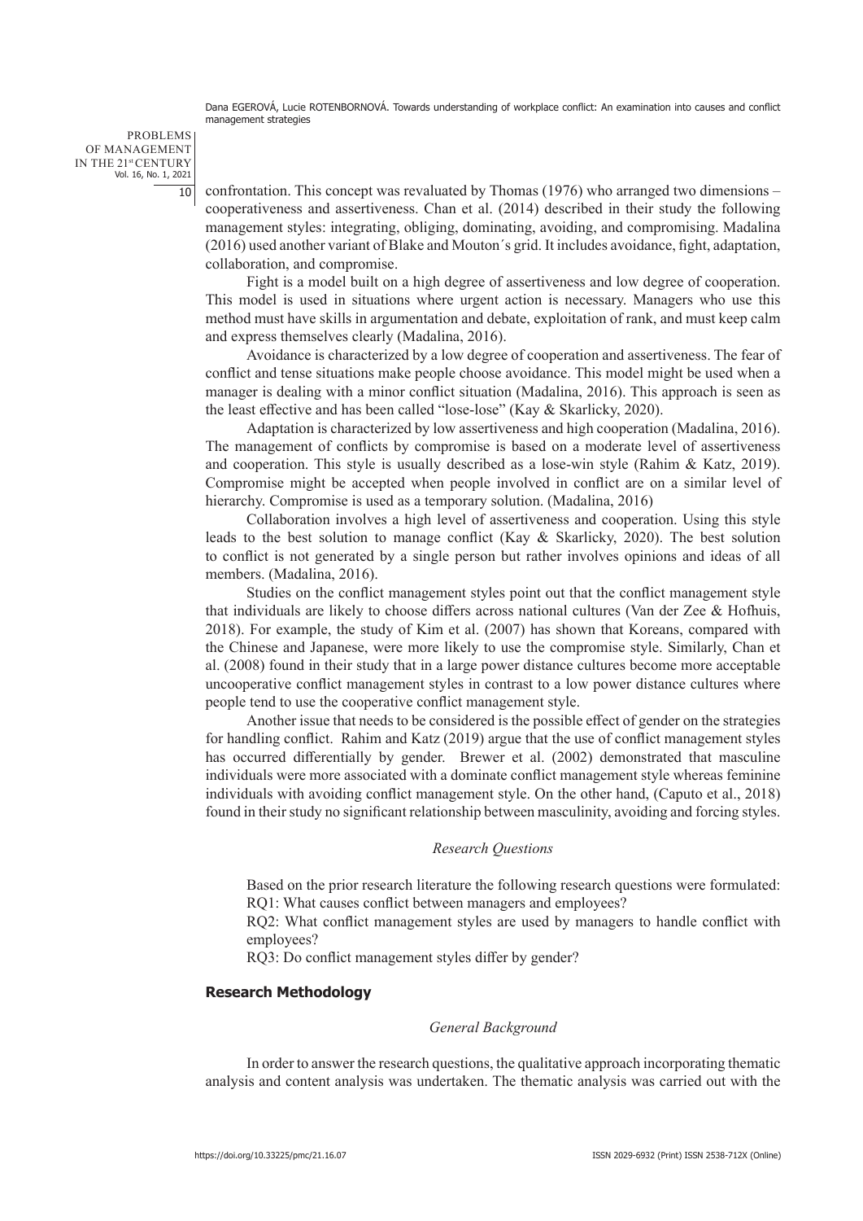confrontation. This concept was revaluated by Thomas (1976) who arranged two dimensions – cooperativeness and assertiveness. Chan et al. (2014) described in their study the following management styles: integrating, obliging, dominating, avoiding, and compromising. Madalina (2016) used another variant of Blake and Mouton´s grid. It includes avoidance, fight, adaptation, collaboration, and compromise.

Fight is a model built on a high degree of assertiveness and low degree of cooperation. This model is used in situations where urgent action is necessary. Managers who use this method must have skills in argumentation and debate, exploitation of rank, and must keep calm and express themselves clearly (Madalina, 2016).

Avoidance is characterized by a low degree of cooperation and assertiveness. The fear of conflict and tense situations make people choose avoidance. This model might be used when a manager is dealing with a minor conflict situation (Madalina, 2016). This approach is seen as the least effective and has been called "lose-lose" (Kay & Skarlicky, 2020).

Adaptation is characterized by low assertiveness and high cooperation (Madalina, 2016). The management of conflicts by compromise is based on a moderate level of assertiveness and cooperation. This style is usually described as a lose-win style (Rahim & Katz, 2019). Compromise might be accepted when people involved in conflict are on a similar level of hierarchy. Compromise is used as a temporary solution. (Madalina, 2016)

Collaboration involves a high level of assertiveness and cooperation. Using this style leads to the best solution to manage conflict (Kay & Skarlicky, 2020). The best solution to conflict is not generated by a single person but rather involves opinions and ideas of all members. (Madalina, 2016).

Studies on the conflict management styles point out that the conflict management style that individuals are likely to choose differs across national cultures (Van der Zee & Hofhuis, 2018). For example, the study of Kim et al. (2007) has shown that Koreans, compared with the Chinese and Japanese, were more likely to use the compromise style. Similarly, Chan et al. (2008) found in their study that in a large power distance cultures become more acceptable uncooperative conflict management styles in contrast to a low power distance cultures where people tend to use the cooperative conflict management style.

Another issue that needs to be considered is the possible effect of gender on the strategies for handling conflict. Rahim and Katz (2019) argue that the use of conflict management styles has occurred differentially by gender. Brewer et al. (2002) demonstrated that masculine individuals were more associated with a dominate conflict management style whereas feminine individuals with avoiding conflict management style. On the other hand, (Caputo et al., 2018) found in their study no significant relationship between masculinity, avoiding and forcing styles.

### *Research Questions*

Based on the prior research literature the following research questions were formulated:

RQ1: What causes conflict between managers and employees?

RQ2: What conflict management styles are used by managers to handle conflict with employees?

RQ3: Do conflict management styles differ by gender?

## **Research Methodology**

### *General Background*

In order to answer the research questions, the qualitative approach incorporating thematic analysis and content analysis was undertaken. The thematic analysis was carried out with the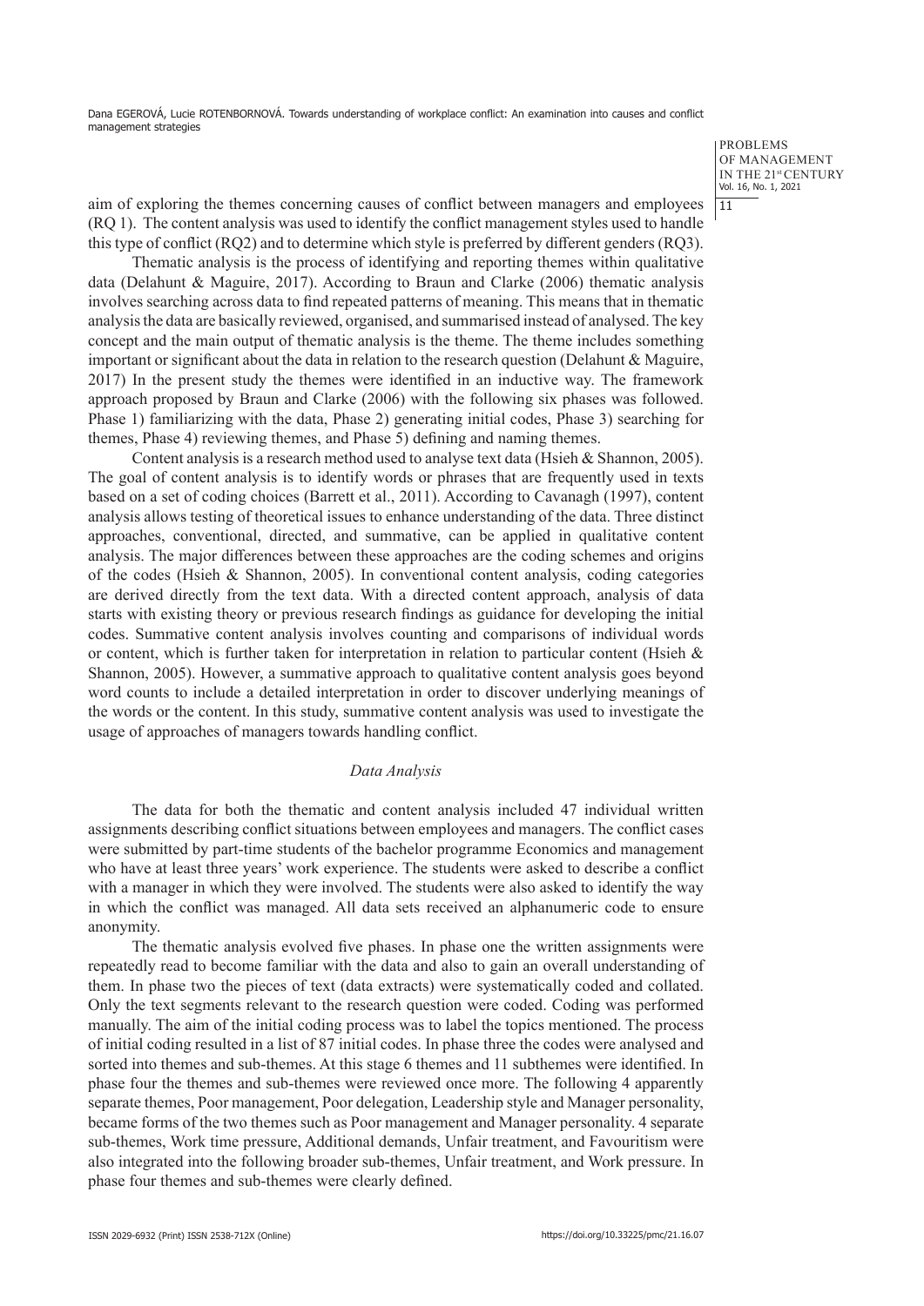aim of exploring the themes concerning causes of conflict between managers and employees (RQ 1). The content analysis was used to identify the conflict management styles used to handle this type of conflict (RQ2) and to determine which style is preferred by different genders (RQ3).

Thematic analysis is the process of identifying and reporting themes within qualitative data (Delahunt & Maguire, 2017). According to Braun and Clarke (2006) thematic analysis involves searching across data to find repeated patterns of meaning. This means that in thematic analysis the data are basically reviewed, organised, and summarised instead of analysed. The key concept and the main output of thematic analysis is the theme. The theme includes something important or significant about the data in relation to the research question (Delahunt & Maguire, 2017) In the present study the themes were identified in an inductive way. The framework approach proposed by Braun and Clarke (2006) with the following six phases was followed. Phase 1) familiarizing with the data, Phase 2) generating initial codes, Phase 3) searching for themes, Phase 4) reviewing themes, and Phase 5) defining and naming themes.

Content analysis is a research method used to analyse text data (Hsieh & Shannon, 2005). The goal of content analysis is to identify words or phrases that are frequently used in texts based on a set of coding choices (Barrett et al., 2011). According to Cavanagh (1997), content analysis allows testing of theoretical issues to enhance understanding of the data. Three distinct approaches, conventional, directed, and summative, can be applied in qualitative content analysis. The major differences between these approaches are the coding schemes and origins of the codes (Hsieh & Shannon, 2005). In conventional content analysis, coding categories are derived directly from the text data. With a directed content approach, analysis of data starts with existing theory or previous research findings as guidance for developing the initial codes. Summative content analysis involves counting and comparisons of individual words or content, which is further taken for interpretation in relation to particular content (Hsieh & Shannon, 2005). However, a summative approach to qualitative content analysis goes beyond word counts to include a detailed interpretation in order to discover underlying meanings of the words or the content. In this study, summative content analysis was used to investigate the usage of approaches of managers towards handling conflict.

### *Data Analysis*

The data for both the thematic and content analysis included 47 individual written assignments describing conflict situations between employees and managers. The conflict cases were submitted by part-time students of the bachelor programme Economics and management who have at least three years' work experience. The students were asked to describe a conflict with a manager in which they were involved. The students were also asked to identify the way in which the conflict was managed. All data sets received an alphanumeric code to ensure anonymity.

The thematic analysis evolved five phases. In phase one the written assignments were repeatedly read to become familiar with the data and also to gain an overall understanding of them. In phase two the pieces of text (data extracts) were systematically coded and collated. Only the text segments relevant to the research question were coded. Coding was performed manually. The aim of the initial coding process was to label the topics mentioned. The process of initial coding resulted in a list of 87 initial codes. In phase three the codes were analysed and sorted into themes and sub-themes. At this stage 6 themes and 11 subthemes were identified. In phase four the themes and sub-themes were reviewed once more. The following 4 apparently separate themes, Poor management, Poor delegation, Leadership style and Manager personality, became forms of the two themes such as Poor management and Manager personality. 4 separate sub-themes, Work time pressure, Additional demands, Unfair treatment, and Favouritism were also integrated into the following broader sub-themes, Unfair treatment, and Work pressure. In phase four themes and sub-themes were clearly defined.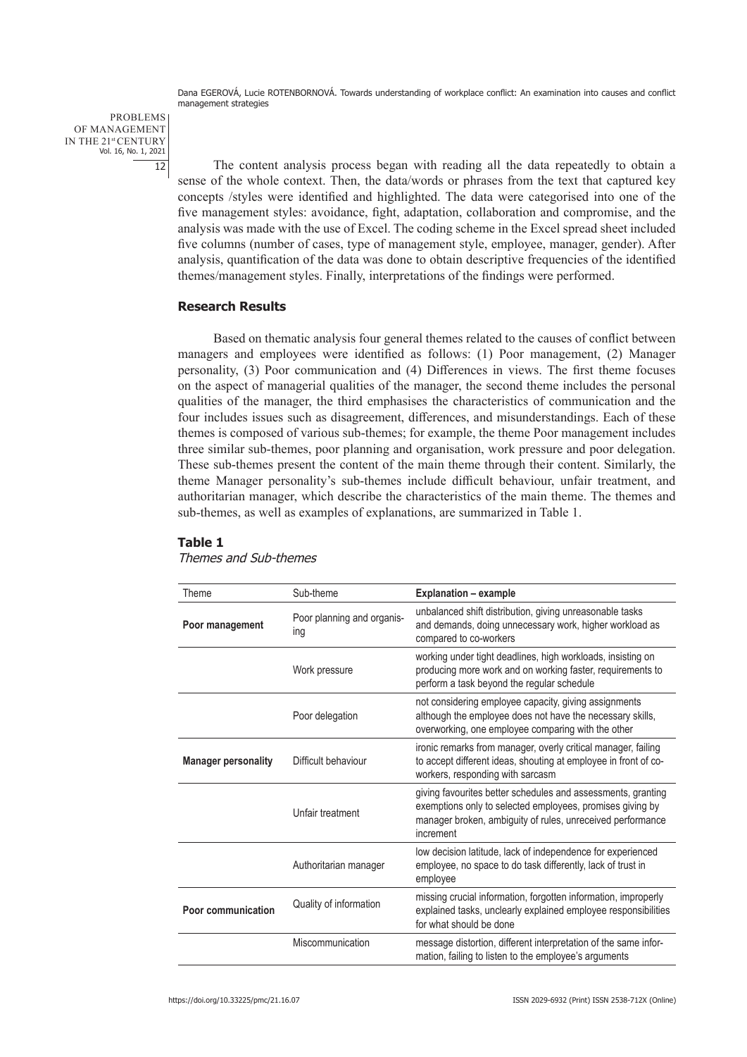The content analysis process began with reading all the data repeatedly to obtain a sense of the whole context. Then, the data/words or phrases from the text that captured key concepts /styles were identified and highlighted. The data were categorised into one of the five management styles: avoidance, fight, adaptation, collaboration and compromise, and the analysis was made with the use of Excel. The coding scheme in the Excel spread sheet included five columns (number of cases, type of management style, employee, manager, gender). After analysis, quantification of the data was done to obtain descriptive frequencies of the identified themes/management styles. Finally, interpretations of the findings were performed.

### Research Results

Based on thematic analysis four general themes related to the causes of conflict between managers and employees were identified as follows: (1) Poor management, (2) Manager personality, (3) Poor communication and (4) Differences in views. The first theme focuses on the aspect of managerial qualities of the manager, the second theme includes the personal qualities of the manager, the third emphasises the characteristics of communication and the four includes issues such as disagreement, differences, and misunderstandings. Each of these themes is composed of various sub-themes; for example, the theme Poor management includes three similar sub-themes, poor planning and organisation, work pressure and poor delegation. These sub-themes present the content of the main theme through their content. Similarly, the theme Manager personality's sub-themes include difficult behaviour, unfair treatment, and authoritarian manager, which describe the characteristics of the main theme. The themes and sub-themes, as well as examples of explanations, are summarized in Table 1.

**Table 1**

*Themes and Sub-themes*

| Theme | Sub-theme | **Explanation – example** |
|---|---|---|
| **Poor management** | Poor planning and organising | unbalanced shift distribution, giving unreasonable tasks and demands, doing unnecessary work, higher workload as compared to co-workers |
| | Work pressure | working under tight deadlines, high workloads, insisting on producing more work and on working faster, requirements to perform a task beyond the regular schedule |
| | Poor delegation | not considering employee capacity, giving assignments although the employee does not have the necessary skills, overworking, one employee comparing with the other |
| **Manager personality** | Difficult behaviour | ironic remarks from manager, overly critical manager, failing to accept different ideas, shouting at employee in front of co-workers, responding with sarcasm |
| | Unfair treatment | giving favourites better schedules and assessments, granting exemptions only to selected employees, promises giving by manager broken, ambiguity of rules, unreceived performance increment |
| | Authoritarian manager | low decision latitude, lack of independence for experienced employee, no space to do task differently, lack of trust in employee |
| **Poor communication** | Quality of information | missing crucial information, forgotten information, improperly explained tasks, unclearly explained employee responsibilities for what should be done |
| | Miscommunication | message distortion, different interpretation of the same information, failing to listen to the employee's arguments |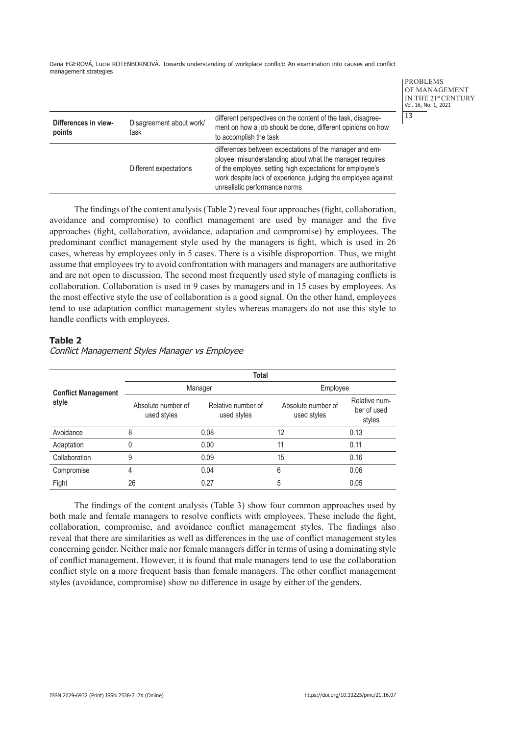| | | |
|---|---|---|
| **Differences in viewpoints** | Disagreement about work/task | different perspectives on the content of the task, disagreement on how a job should be done, different opinions on how to accomplish the task |
| | Different expectations | differences between expectations of the manager and employee, misunderstanding about what the manager requires of the employee, setting high expectations for employee's work despite lack of experience, judging the employee against unrealistic performance norms |

The findings of the content analysis (Table 2) reveal four approaches (fight, collaboration, avoidance and compromise) to conflict management are used by manager and the five approaches (fight, collaboration, avoidance, adaptation and compromise) by employees. The predominant conflict management style used by the managers is fight, which is used in 26 cases, whereas by employees only in 5 cases. There is a visible disproportion. Thus, we might assume that employees try to avoid confrontation with managers and managers are authoritative and are not open to discussion. The second most frequently used style of managing conflicts is collaboration. Collaboration is used in 9 cases by managers and in 15 cases by employees. As the most effective style the use of collaboration is a good signal. On the other hand, employees tend to use adaptation conflict management styles whereas managers do not use this style to handle conflicts with employees.

**Table 2**

*Conflict Management Styles Manager vs Employee*

| Conflict Management style | Total | | | |
|---|---|---|---|---|
| | Manager | | Employee | |
| | Absolute number of used styles | Relative number of used styles | Absolute number of used styles | Relative number of used styles |
| Avoidance | 8 | 0.08 | 12 | 0.13 |
| Adaptation | 0 | 0.00 | 11 | 0.11 |
| Collaboration | 9 | 0.09 | 15 | 0.16 |
| Compromise | 4 | 0.04 | 6 | 0.06 |
| Fight | 26 | 0.27 | 5 | 0.05 |

The findings of the content analysis (Table 3) show four common approaches used by both male and female managers to resolve conflicts with employees. These include the fight, collaboration, compromise, and avoidance conflict management styles. The findings also reveal that there are similarities as well as differences in the use of conflict management styles concerning gender. Neither male nor female managers differ in terms of using a dominating style of conflict management. However, it is found that male managers tend to use the collaboration conflict style on a more frequent basis than female managers. The other conflict management styles (avoidance, compromise) show no difference in usage by either of the genders.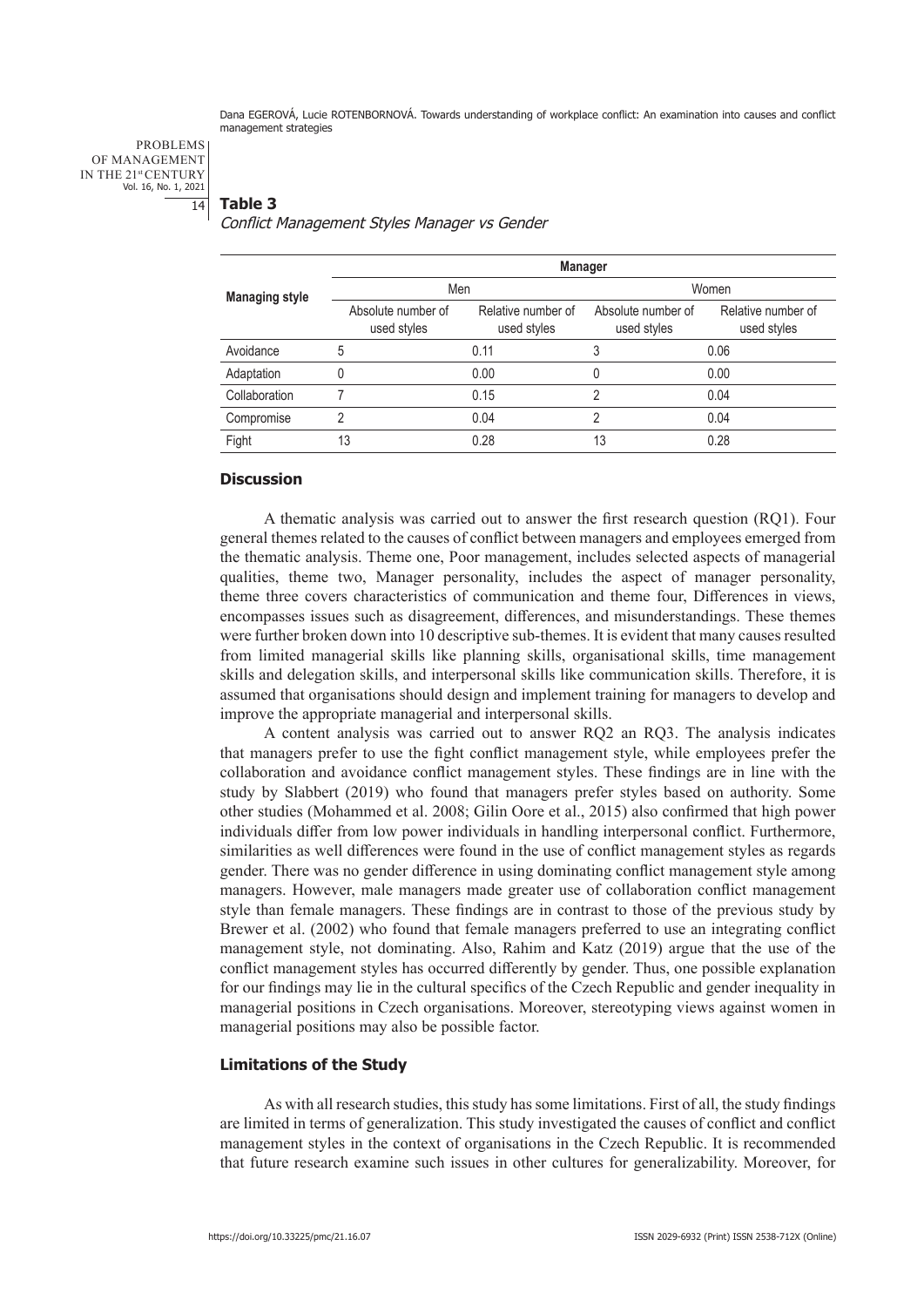**Table 3**

*Conflict Management Styles Manager vs Gender*

| Managing style | Manager | | | |
|---|---|---|---|---|
| | Men | | Women | |
| | Absolute number of used styles | Relative number of used styles | Absolute number of used styles | Relative number of used styles |
| Avoidance | 5 | 0.11 | 3 | 0.06 |
| Adaptation | 0 | 0.00 | 0 | 0.00 |
| Collaboration | 7 | 0.15 | 2 | 0.04 |
| Compromise | 2 | 0.04 | 2 | 0.04 |
| Fight | 13 | 0.28 | 13 | 0.28 |

## Discussion

A thematic analysis was carried out to answer the first research question (RQ1). Four general themes related to the causes of conflict between managers and employees emerged from the thematic analysis. Theme one, Poor management, includes selected aspects of managerial qualities, theme two, Manager personality, includes the aspect of manager personality, theme three covers characteristics of communication and theme four, Differences in views, encompasses issues such as disagreement, differences, and misunderstandings. These themes were further broken down into 10 descriptive sub-themes. It is evident that many causes resulted from limited managerial skills like planning skills, organisational skills, time management skills and delegation skills, and interpersonal skills like communication skills. Therefore, it is assumed that organisations should design and implement training for managers to develop and improve the appropriate managerial and interpersonal skills.

A content analysis was carried out to answer RQ2 an RQ3. The analysis indicates that managers prefer to use the fight conflict management style, while employees prefer the collaboration and avoidance conflict management styles. These findings are in line with the study by Slabbert (2019) who found that managers prefer styles based on authority. Some other studies (Mohammed et al. 2008; Gilin Oore et al., 2015) also confirmed that high power individuals differ from low power individuals in handling interpersonal conflict. Furthermore, similarities as well differences were found in the use of conflict management styles as regards gender. There was no gender difference in using dominating conflict management style among managers. However, male managers made greater use of collaboration conflict management style than female managers. These findings are in contrast to those of the previous study by Brewer et al. (2002) who found that female managers preferred to use an integrating conflict management style, not dominating. Also, Rahim and Katz (2019) argue that the use of the conflict management styles has occurred differently by gender. Thus, one possible explanation for our findings may lie in the cultural specifics of the Czech Republic and gender inequality in managerial positions in Czech organisations. Moreover, stereotyping views against women in managerial positions may also be possible factor.

## Limitations of the Study

As with all research studies, this study has some limitations. First of all, the study findings are limited in terms of generalization. This study investigated the causes of conflict and conflict management styles in the context of organisations in the Czech Republic. It is recommended that future research examine such issues in other cultures for generalizability. Moreover, for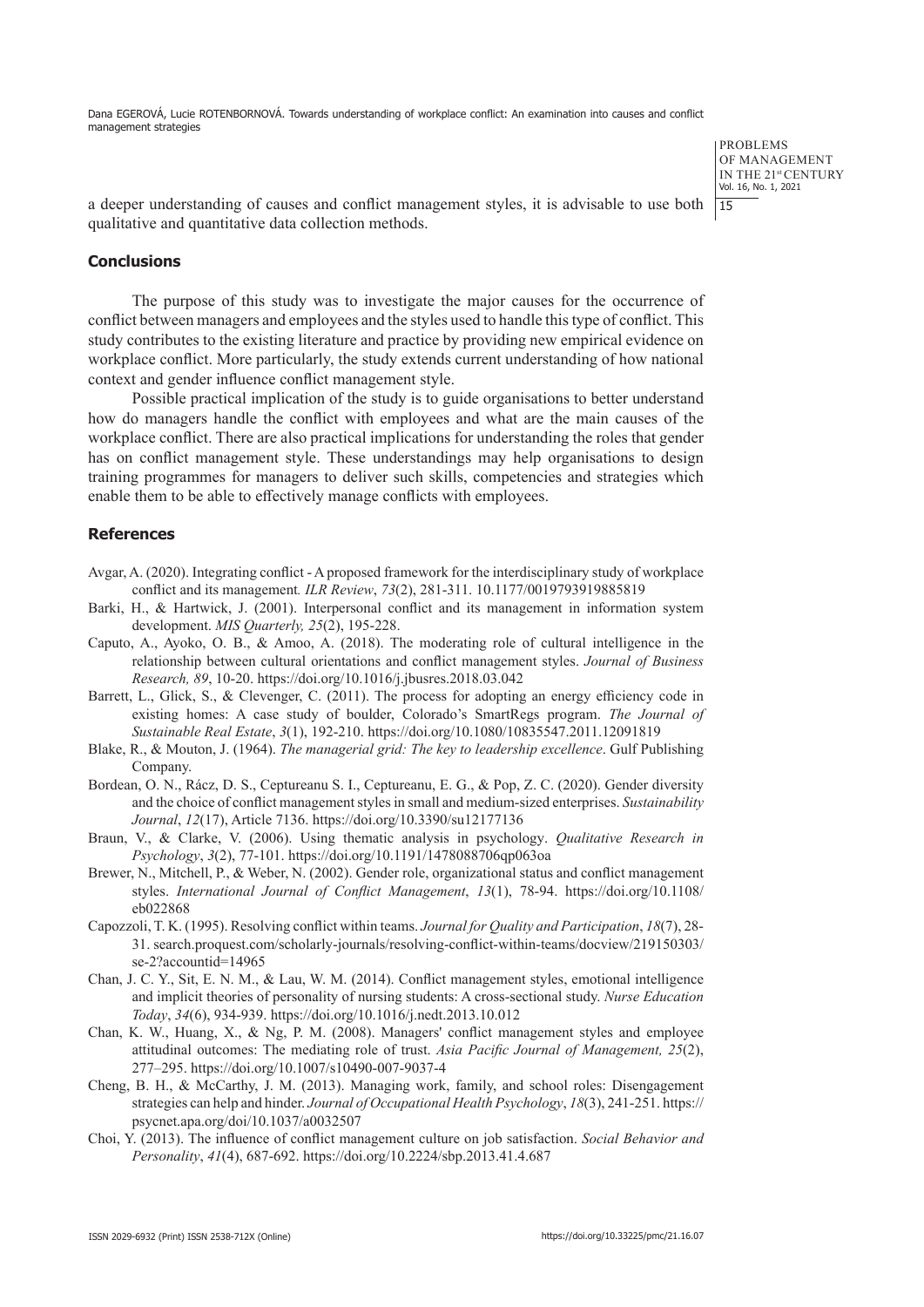a deeper understanding of causes and conflict management styles, it is advisable to use both qualitative and quantitative data collection methods.

## Conclusions

The purpose of this study was to investigate the major causes for the occurrence of conflict between managers and employees and the styles used to handle this type of conflict. This study contributes to the existing literature and practice by providing new empirical evidence on workplace conflict. More particularly, the study extends current understanding of how national context and gender influence conflict management style.

Possible practical implication of the study is to guide organisations to better understand how do managers handle the conflict with employees and what are the main causes of the workplace conflict. There are also practical implications for understanding the roles that gender has on conflict management style. These understandings may help organisations to design training programmes for managers to deliver such skills, competencies and strategies which enable them to be able to effectively manage conflicts with employees.

## References

Avgar, A. (2020). Integrating conflict - A proposed framework for the interdisciplinary study of workplace conflict and its management. *ILR Review*, *73*(2), 281-311. 10.1177/0019793919885819

Barki, H., & Hartwick, J. (2001). Interpersonal conflict and its management in information system development. *MIS Quarterly, 25*(2), 195-228.

Caputo, A., Ayoko, O. B., & Amoo, A. (2018). The moderating role of cultural intelligence in the relationship between cultural orientations and conflict management styles. *Journal of Business Research, 89*, 10-20. https://doi.org/10.1016/j.jbusres.2018.03.042

Barrett, L., Glick, S., & Clevenger, C. (2011). The process for adopting an energy efficiency code in existing homes: A case study of boulder, Colorado's SmartRegs program. *The Journal of Sustainable Real Estate*, *3*(1), 192-210. https://doi.org/10.1080/10835547.2011.12091819

Blake, R., & Mouton, J. (1964). *The managerial grid: The key to leadership excellence*. Gulf Publishing Company.

Bordean, O. N., Rácz, D. S., Ceptureanu S. I., Ceptureanu, E. G., & Pop, Z. C. (2020). Gender diversity and the choice of conflict management styles in small and medium-sized enterprises. *Sustainability Journal*, *12*(17), Article 7136. https://doi.org/10.3390/su12177136

Braun, V., & Clarke, V. (2006). Using thematic analysis in psychology. *Qualitative Research in Psychology*, *3*(2), 77-101. https://doi.org/10.1191/1478088706qp063oa

Brewer, N., Mitchell, P., & Weber, N. (2002). Gender role, organizational status and conflict management styles. *International Journal of Conflict Management*, *13*(1), 78-94. https://doi.org/10.1108/eb022868

Capozzoli, T. K. (1995). Resolving conflict within teams. *Journal for Quality and Participation*, *18*(7), 28-31. search.proquest.com/scholarly-journals/resolving-conflict-within-teams/docview/219150303/se-2?accountid=14965

Chan, J. C. Y., Sit, E. N. M., & Lau, W. M. (2014). Conflict management styles, emotional intelligence and implicit theories of personality of nursing students: A cross-sectional study. *Nurse Education Today*, *34*(6), 934-939. https://doi.org/10.1016/j.nedt.2013.10.012

Chan, K. W., Huang, X., & Ng, P. M. (2008). Managers' conflict management styles and employee attitudinal outcomes: The mediating role of trust. *Asia Pacific Journal of Management, 25*(2), 277–295. https://doi.org/10.1007/s10490-007-9037-4

Cheng, B. H., & McCarthy, J. M. (2013). Managing work, family, and school roles: Disengagement strategies can help and hinder. *Journal of Occupational Health Psychology*, *18*(3), 241-251. https://psycnet.apa.org/doi/10.1037/a0032507

Choi, Y. (2013). The influence of conflict management culture on job satisfaction. *Social Behavior and Personality*, *41*(4), 687-692. https://doi.org/10.2224/sbp.2013.41.4.687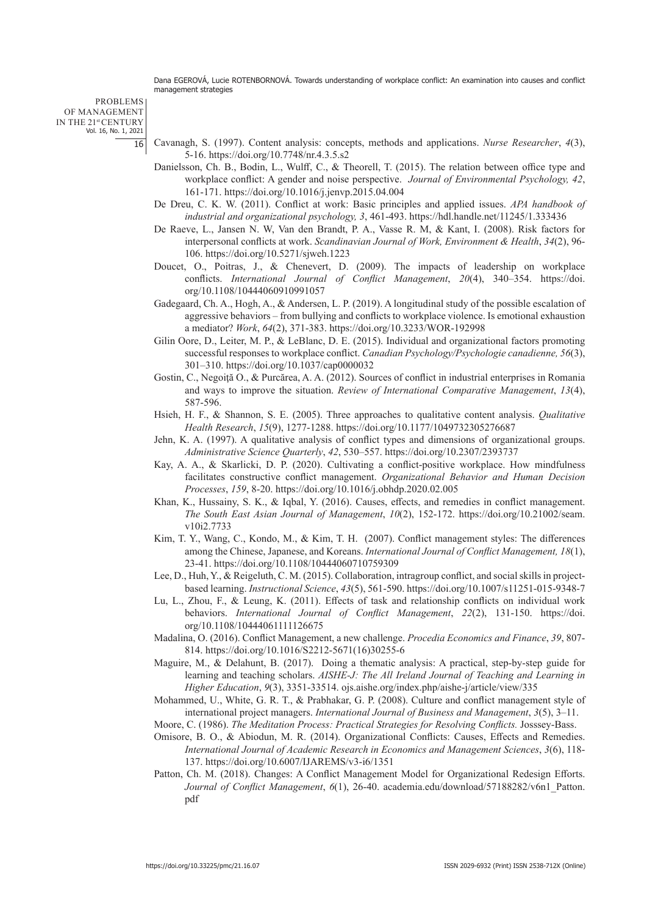Cavanagh, S. (1997). Content analysis: concepts, methods and applications. *Nurse Researcher*, *4*(3), 5-16. https://doi.org/10.7748/nr.4.3.5.s2

Danielsson, Ch. B., Bodin, L., Wulff, C., & Theorell, T. (2015). The relation between office type and workplace conflict: A gender and noise perspective. *Journal of Environmental Psychology, 42*, 161-171. https://doi.org/10.1016/j.jenvp.2015.04.004

De Dreu, C. K. W. (2011). Conflict at work: Basic principles and applied issues. *APA handbook of industrial and organizational psychology, 3*, 461-493. https://hdl.handle.net/11245/1.333436

De Raeve, L., Jansen N. W, Van den Brandt, P. A., Vasse R. M, & Kant, I. (2008). Risk factors for interpersonal conflicts at work. *Scandinavian Journal of Work, Environment & Health*, *34*(2), 96-106. https://doi.org/10.5271/sjweh.1223

Doucet, O., Poitras, J., & Chenevert, D. (2009). The impacts of leadership on workplace conflicts. *International Journal of Conflict Management*, *20*(4), 340–354. https://doi.org/10.1108/10444060910991057

Gadegaard, Ch. A., Hogh, A., & Andersen, L. P. (2019). A longitudinal study of the possible escalation of aggressive behaviors – from bullying and conflicts to workplace violence. Is emotional exhaustion a mediator? *Work*, *64*(2), 371-383. https://doi.org/10.3233/WOR-192998

Gilin Oore, D., Leiter, M. P., & LeBlanc, D. E. (2015). Individual and organizational factors promoting successful responses to workplace conflict. *Canadian Psychology/Psychologie canadienne, 56*(3), 301–310. https://doi.org/10.1037/cap0000032

Gostin, C., Negoiţă O., & Purcărea, A. A. (2012). Sources of conflict in industrial enterprises in Romania and ways to improve the situation. *Review of International Comparative Management*, *13*(4), 587-596.

Hsieh, H. F., & Shannon, S. E. (2005). Three approaches to qualitative content analysis. *Qualitative Health Research*, *15*(9), 1277-1288. https://doi.org/10.1177/1049732305276687

Jehn, K. A. (1997). A qualitative analysis of conflict types and dimensions of organizational groups. *Administrative Science Quarterly*, *42*, 530–557. https://doi.org/10.2307/2393737

Kay, A. A., & Skarlicki, D. P. (2020). Cultivating a conflict-positive workplace. How mindfulness facilitates constructive conflict management. *Organizational Behavior and Human Decision Processes*, *159*, 8-20. https://doi.org/10.1016/j.obhdp.2020.02.005

Khan, K., Hussainy, S. K., & Iqbal, Y. (2016). Causes, effects, and remedies in conflict management. *The South East Asian Journal of Management*, *10*(2), 152-172. https://doi.org/10.21002/seam.v10i2.7733

Kim, T. Y., Wang, C., Kondo, M., & Kim, T. H. (2007). Conflict management styles: The differences among the Chinese, Japanese, and Koreans. *International Journal of Conflict Management, 18*(1), 23-41. https://doi.org/10.1108/10444060710759309

Lee, D., Huh, Y., & Reigeluth, C. M. (2015). Collaboration, intragroup conflict, and social skills in project-based learning. *Instructional Science*, *43*(5), 561-590. https://doi.org/10.1007/s11251-015-9348-7

Lu, L., Zhou, F., & Leung, K. (2011). Effects of task and relationship conflicts on individual work behaviors. *International Journal of Conflict Management*, *22*(2), 131-150. https://doi.org/10.1108/10444061111126675

Madalina, O. (2016). Conflict Management, a new challenge. *Procedia Economics and Finance*, *39*, 807-814. https://doi.org/10.1016/S2212-5671(16)30255-6

Maguire, M., & Delahunt, B. (2017). Doing a thematic analysis: A practical, step-by-step guide for learning and teaching scholars. *AISHE-J: The All Ireland Journal of Teaching and Learning in Higher Education*, *9*(3), 3351-33514. ojs.aishe.org/index.php/aishe-j/article/view/335

Mohammed, U., White, G. R. T., & Prabhakar, G. P. (2008). Culture and conflict management style of international project managers. *International Journal of Business and Management*, *3*(5), 3–11.

Moore, C. (1986). *The Meditation Process: Practical Strategies for Resolving Conflicts.* Josssey-Bass.

Omisore, B. O., & Abiodun, M. R. (2014). Organizational Conflicts: Causes, Effects and Remedies. *International Journal of Academic Research in Economics and Management Sciences*, *3*(6), 118-137. https://doi.org/10.6007/IJAREMS/v3-i6/1351

Patton, Ch. M. (2018). Changes: A Conflict Management Model for Organizational Redesign Efforts. *Journal of Conflict Management*, *6*(1), 26-40. academia.edu/download/57188282/v6n1_Patton.pdf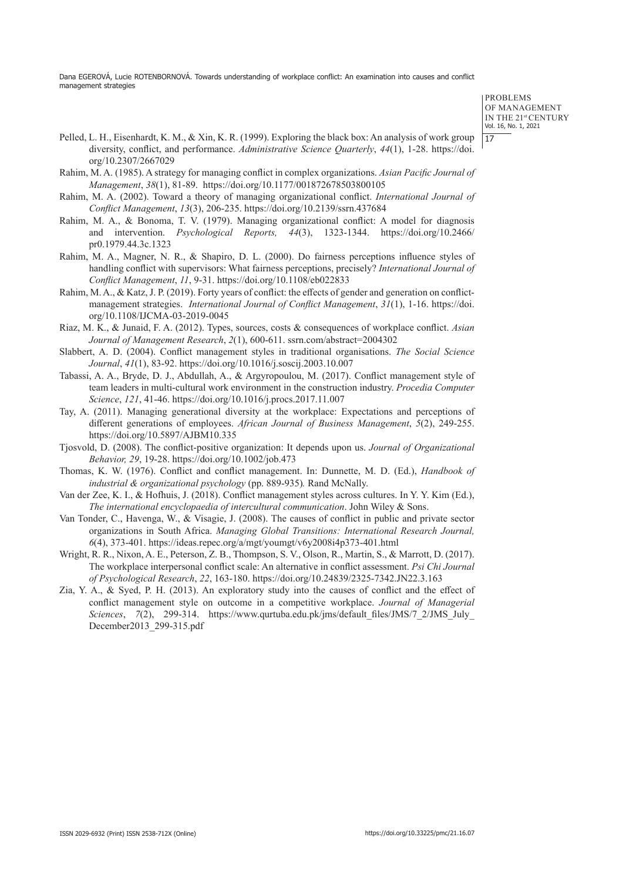Pelled, L. H., Eisenhardt, K. M., & Xin, K. R. (1999). Exploring the black box: An analysis of work group diversity, conflict, and performance. *Administrative Science Quarterly*, *44*(1), 1-28. https://doi.org/10.2307/2667029

Rahim, M. A. (1985). A strategy for managing conflict in complex organizations. *Asian Pacific Journal of Management*, *38*(1), 81-89. https://doi.org/10.1177/001872678503800105

Rahim, M. A. (2002). Toward a theory of managing organizational conflict. *International Journal of Conflict Management*, *13*(3), 206-235. https://doi.org/10.2139/ssrn.437684

Rahim, M. A., & Bonoma, T. V. (1979). Managing organizational conflict: A model for diagnosis and intervention. *Psychological Reports, 44*(3), 1323-1344. https://doi.org/10.2466/pr0.1979.44.3c.1323

Rahim, M. A., Magner, N. R., & Shapiro, D. L. (2000). Do fairness perceptions influence styles of handling conflict with supervisors: What fairness perceptions, precisely? *International Journal of Conflict Management*, *11*, 9-31. https://doi.org/10.1108/eb022833

Rahim, M. A., & Katz, J. P. (2019). Forty years of conflict: the effects of gender and generation on conflict-management strategies. *International Journal of Conflict Management*, *31*(1), 1-16. https://doi.org/10.1108/IJCMA-03-2019-0045

Riaz, M. K., & Junaid, F. A. (2012). Types, sources, costs & consequences of workplace conflict. *Asian Journal of Management Research*, *2*(1), 600-611. ssrn.com/abstract=2004302

Slabbert, A. D. (2004). Conflict management styles in traditional organisations. *The Social Science Journal*, *41*(1), 83-92. https://doi.org/10.1016/j.soscij.2003.10.007

Tabassi, A. A., Bryde, D. J., Abdullah, A., & Argyropoulou, M. (2017). Conflict management style of team leaders in multi-cultural work environment in the construction industry. *Procedia Computer Science*, *121*, 41-46. https://doi.org/10.1016/j.procs.2017.11.007

Tay, A. (2011). Managing generational diversity at the workplace: Expectations and perceptions of different generations of employees. *African Journal of Business Management*, *5*(2), 249-255. https://doi.org/10.5897/AJBM10.335

Tjosvold, D. (2008). The conflict-positive organization: It depends upon us. *Journal of Organizational Behavior, 29*, 19-28. https://doi.org/10.1002/job.473

Thomas, K. W. (1976). Conflict and conflict management. In: Dunnette, M. D. (Ed.), *Handbook of industrial & organizational psychology* (pp. 889-935)*.* Rand McNally.

Van der Zee, K. I., & Hofhuis, J. (2018). Conflict management styles across cultures. In Y. Y. Kim (Ed.), *The international encyclopaedia of intercultural communication*. John Wiley & Sons.

Van Tonder, C., Havenga, W., & Visagie, J. (2008). The causes of conflict in public and private sector organizations in South Africa. *Managing Global Transitions: International Research Journal, 6*(4), 373-401. https://ideas.repec.org/a/mgt/youmgt/v6y2008i4p373-401.html

Wright, R. R., Nixon, A. E., Peterson, Z. B., Thompson, S. V., Olson, R., Martin, S., & Marrott, D. (2017). The workplace interpersonal conflict scale: An alternative in conflict assessment. *Psi Chi Journal of Psychological Research*, *22*, 163-180. https://doi.org/10.24839/2325-7342.JN22.3.163

Zia, Y. A., & Syed, P. H. (2013). An exploratory study into the causes of conflict and the effect of conflict management style on outcome in a competitive workplace. *Journal of Managerial Sciences*, *7*(2), 299-314. https://www.qurtuba.edu.pk/jms/default_files/JMS/7_2/JMS_July_December2013_299-315.pdf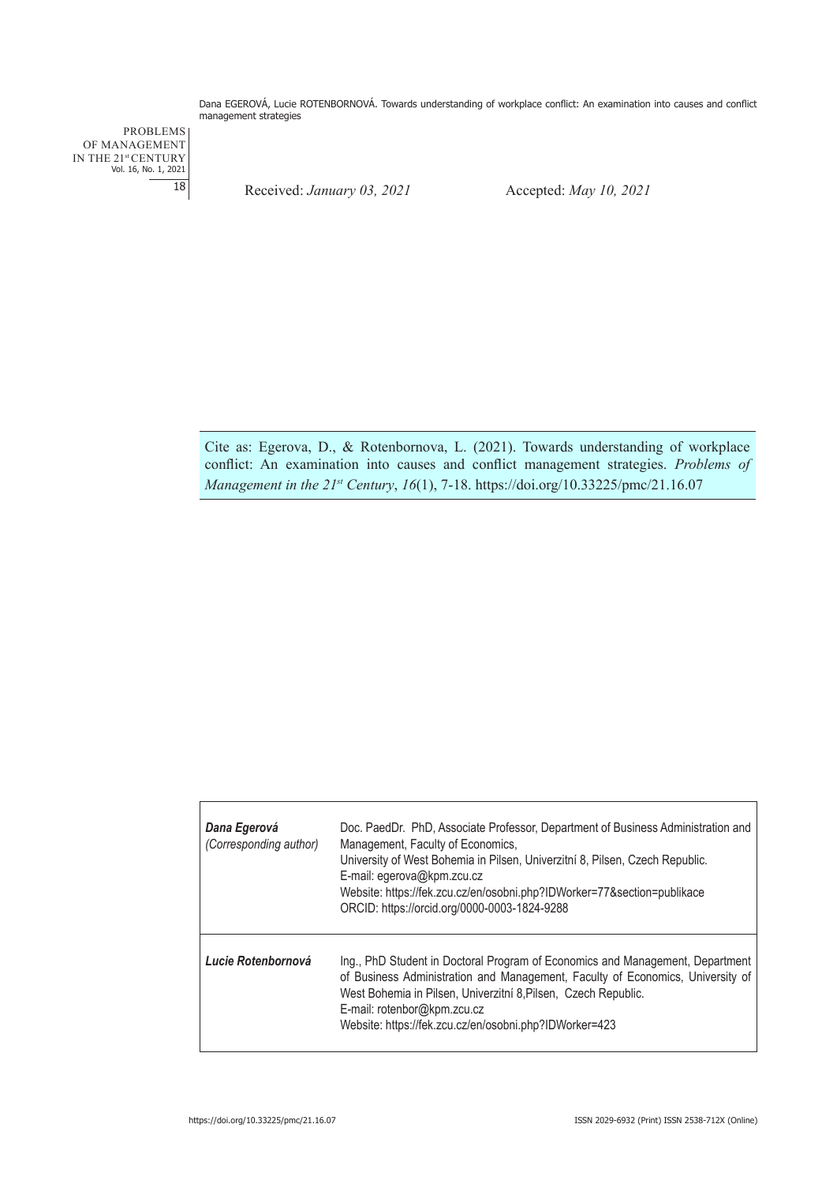Received: *January 03, 2021* Accepted: *May 10, 2021*

Cite as: Egerova, D., & Rotenbornova, L. (2021). Towards understanding of workplace conflict: An examination into causes and conflict management strategies. *Problems of Management in the 21st Century*, *16*(1), 7-18. https://doi.org/10.33225/pmc/21.16.07

| | |
|---|---|
| ***Dana Egerová*** *(Corresponding author)* | Doc. PaedDr. PhD, Associate Professor, Department of Business Administration and Management, Faculty of Economics, University of West Bohemia in Pilsen, Univerzitní 8, Pilsen, Czech Republic. E-mail: egerova@kpm.zcu.cz Website: https://fek.zcu.cz/en/osobni.php?IDWorker=77&section=publikace ORCID: https://orcid.org/0000-0003-1824-9288 |
| ***Lucie Rotenbornová*** | Ing., PhD Student in Doctoral Program of Economics and Management, Department of Business Administration and Management, Faculty of Economics, University of West Bohemia in Pilsen, Univerzitní 8,Pilsen, Czech Republic. E-mail: rotenbor@kpm.zcu.cz Website: https://fek.zcu.cz/en/osobni.php?IDWorker=423 |